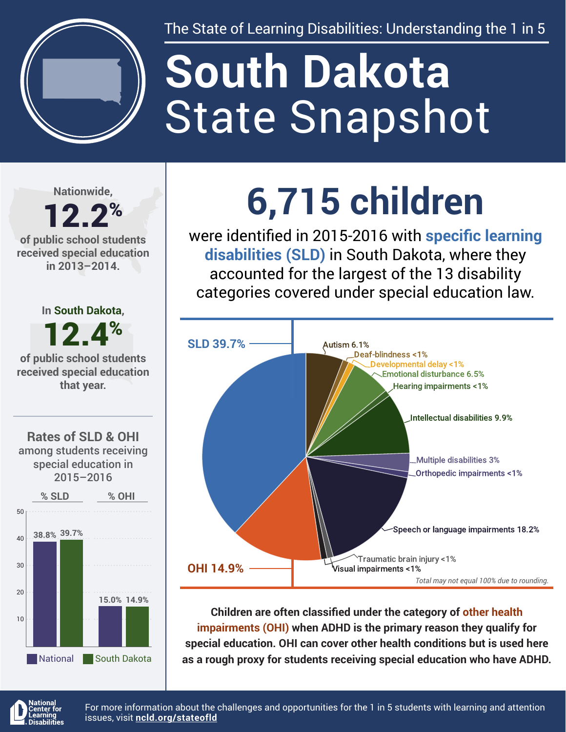The State of Learning Disabilities: Understanding the 1 in 5

# South Dakota State Snapshot

Nationwide, **12.2%** of public school students received special education in 2013–2014.

In South Dakota, **12.4%** of public school students received special education that year.

## 6,715 children

were identified in 2015-2016 with **specific learning disabilities (SLD)** in South Dakota, where they accounted for the largest of the 13 disability categories covered under special education law.

| Disability category | % |
| --- | --- |
| SLD | 39.7% |
| Autism | 6.1% |
| Deaf-blindness | <1% |
| Developmental delay | <1% |
| Emotional disturbance | 6.5% |
| Hearing impairments | <1% |
| Intellectual disabilities | 9.9% |
| Multiple disabilities | 3% |
| Orthopedic impairments | <1% |
| Speech or language impairments | 18.2% |
| Traumatic brain injury | <1% |
| Visual impairments | <1% |
| OHI | 14.9% |

*Total may not equal 100% due to rounding.*

### Rates of SLD & OHI among students receiving special education in 2015–2016

| | National | South Dakota |
| --- | --- | --- |
| % SLD | 38.8% | 39.7% |
| % OHI | 15.0% | 14.9% |

**Children are often classified under the category of other health impairments (OHI) when ADHD is the primary reason they qualify for special education. OHI can cover other health conditions but is used here as a rough proxy for students receiving special education who have ADHD.**

National Center for Learning Disabilities

For more information about the challenges and opportunities for the 1 in 5 students with learning and attention issues, visit **ncld.org/stateofld**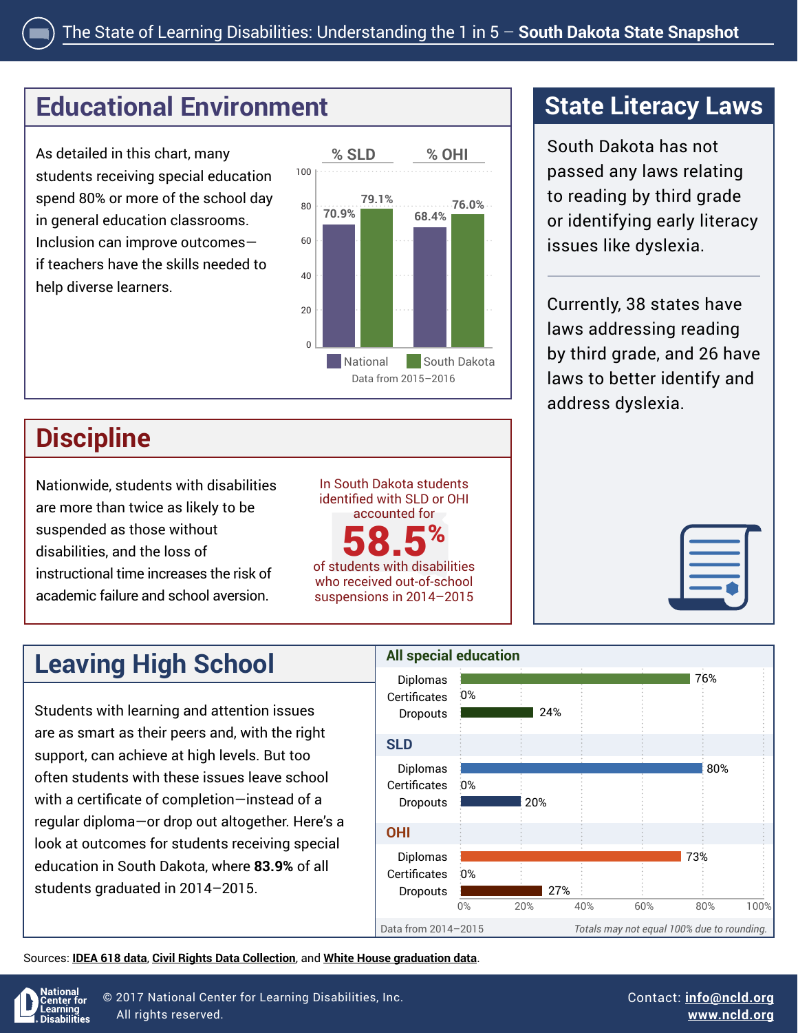# The State of Learning Disabilities: Understanding the 1 in 5 – **South Dakota State Snapshot**

## Educational Environment

As detailed in this chart, many students receiving special education spend 80% or more of the school day in general education classrooms. Inclusion can improve outcomes—if teachers have the skills needed to help diverse learners.

% SLD
% OHI
100
80
60
40
20
0
70.9%
79.1%
68.4%
76.0%
National
South Dakota
Data from 2015–2016

## State Literacy Laws

South Dakota has not passed any laws relating to reading by third grade or identifying early literacy issues like dyslexia.

Currently, 38 states have laws addressing reading by third grade, and 26 have laws to better identify and address dyslexia.

## Discipline

Nationwide, students with disabilities are more than twice as likely to be suspended as those without disabilities, and the loss of instructional time increases the risk of academic failure and school aversion.

In South Dakota students identified with SLD or OHI accounted for

**58.5%**

of students with disabilities who received out-of-school suspensions in 2014–2015

## Leaving High School

Students with learning and attention issues are as smart as their peers and, with the right support, can achieve at high levels. But too often students with these issues leave school with a certificate of completion—instead of a regular diploma—or drop out altogether. Here's a look at outcomes for students receiving special education in South Dakota, where **83.9%** of all students graduated in 2014–2015.

**All special education**
Diplomas 76%
Certificates 0%
Dropouts 24%

**SLD**
Diplomas 80%
Certificates 0%
Dropouts 20%

**OHI**
Diplomas 73%
Certificates 0%
Dropouts 27%

0% 20% 40% 60% 80% 100%

Data from 2014–2015

*Totals may not equal 100% due to rounding.*

Sources: **IDEA 618 data**, **Civil Rights Data Collection**, and **White House graduation data**.

National Center for Learning Disabilities

© 2017 National Center for Learning Disabilities, Inc. All rights reserved.

Contact: **info@ncld.org** **www.ncld.org**